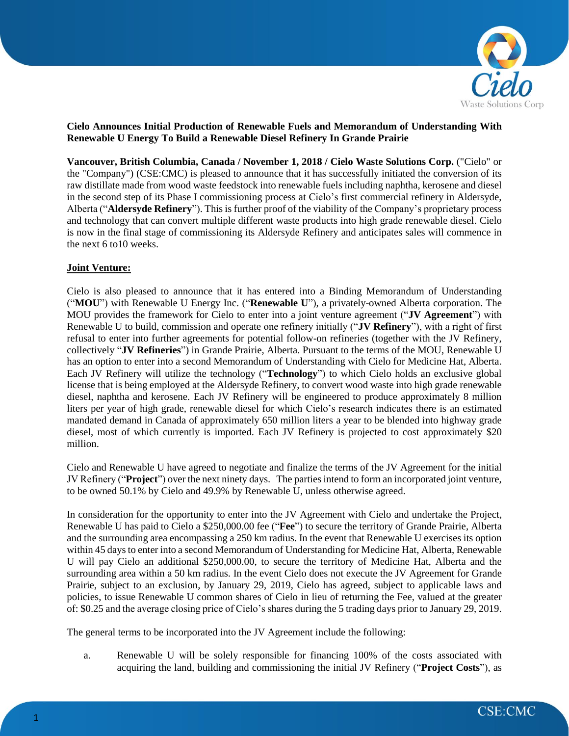**Cielo Announces Initial Production of Renewable Fuels and Memorandum of Understanding With Renewable U Energy To Build a Renewable Diesel Refinery In Grande Prairie**

**Vancouver, British Columbia, Canada / November 1, 2018 / Cielo Waste Solutions Corp.** ("Cielo" or the "Company") (CSE:CMC) is pleased to announce that it has successfully initiated the conversion of its raw distillate made from wood waste feedstock into renewable fuels including naphtha, kerosene and diesel in the second step of its Phase I commissioning process at Cielo's first commercial refinery in Aldersyde, Alberta ("**Aldersyde Refinery**"). This is further proof of the viability of the Company's proprietary process and technology that can convert multiple different waste products into high grade renewable diesel. Cielo is now in the final stage of commissioning its Aldersyde Refinery and anticipates sales will commence in the next 6 to10 weeks.

**Joint Venture:**

Cielo is also pleased to announce that it has entered into a Binding Memorandum of Understanding ("**MOU**") with Renewable U Energy Inc. ("**Renewable U**"), a privately-owned Alberta corporation. The MOU provides the framework for Cielo to enter into a joint venture agreement ("**JV Agreement**") with Renewable U to build, commission and operate one refinery initially ("**JV Refinery**"), with a right of first refusal to enter into further agreements for potential follow-on refineries (together with the JV Refinery, collectively "**JV Refineries**") in Grande Prairie, Alberta. Pursuant to the terms of the MOU, Renewable U has an option to enter into a second Memorandum of Understanding with Cielo for Medicine Hat, Alberta. Each JV Refinery will utilize the technology ("**Technology**") to which Cielo holds an exclusive global license that is being employed at the Aldersyde Refinery, to convert wood waste into high grade renewable diesel, naphtha and kerosene. Each JV Refinery will be engineered to produce approximately 8 million liters per year of high grade, renewable diesel for which Cielo's research indicates there is an estimated mandated demand in Canada of approximately 650 million liters a year to be blended into highway grade diesel, most of which currently is imported. Each JV Refinery is projected to cost approximately $20 million.

Cielo and Renewable U have agreed to negotiate and finalize the terms of the JV Agreement for the initial JV Refinery ("**Project**") over the next ninety days. The parties intend to form an incorporated joint venture, to be owned 50.1% by Cielo and 49.9% by Renewable U, unless otherwise agreed.

In consideration for the opportunity to enter into the JV Agreement with Cielo and undertake the Project, Renewable U has paid to Cielo a $250,000.00 fee ("**Fee**") to secure the territory of Grande Prairie, Alberta and the surrounding area encompassing a 250 km radius. In the event that Renewable U exercises its option within 45 days to enter into a second Memorandum of Understanding for Medicine Hat, Alberta, Renewable U will pay Cielo an additional $250,000.00, to secure the territory of Medicine Hat, Alberta and the surrounding area within a 50 km radius. In the event Cielo does not execute the JV Agreement for Grande Prairie, subject to an exclusion, by January 29, 2019, Cielo has agreed, subject to applicable laws and policies, to issue Renewable U common shares of Cielo in lieu of returning the Fee, valued at the greater of: $0.25 and the average closing price of Cielo's shares during the 5 trading days prior to January 29, 2019.

The general terms to be incorporated into the JV Agreement include the following:

a. Renewable U will be solely responsible for financing 100% of the costs associated with acquiring the land, building and commissioning the initial JV Refinery ("**Project Costs**"), as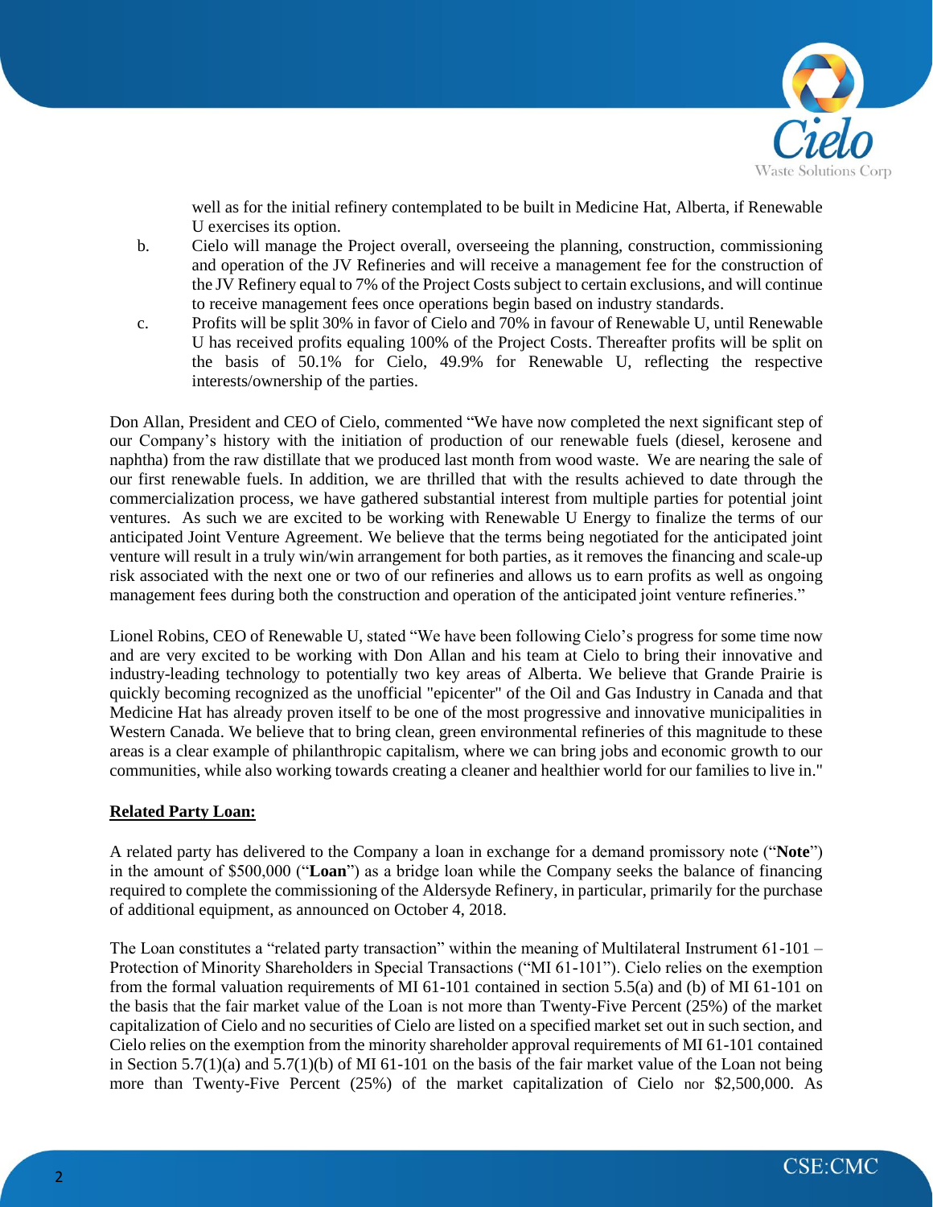well as for the initial refinery contemplated to be built in Medicine Hat, Alberta, if Renewable U exercises its option.

b. Cielo will manage the Project overall, overseeing the planning, construction, commissioning and operation of the JV Refineries and will receive a management fee for the construction of the JV Refinery equal to 7% of the Project Costs subject to certain exclusions, and will continue to receive management fees once operations begin based on industry standards.

c. Profits will be split 30% in favor of Cielo and 70% in favour of Renewable U, until Renewable U has received profits equaling 100% of the Project Costs. Thereafter profits will be split on the basis of 50.1% for Cielo, 49.9% for Renewable U, reflecting the respective interests/ownership of the parties.

Don Allan, President and CEO of Cielo, commented "We have now completed the next significant step of our Company's history with the initiation of production of our renewable fuels (diesel, kerosene and naphtha) from the raw distillate that we produced last month from wood waste. We are nearing the sale of our first renewable fuels. In addition, we are thrilled that with the results achieved to date through the commercialization process, we have gathered substantial interest from multiple parties for potential joint ventures. As such we are excited to be working with Renewable U Energy to finalize the terms of our anticipated Joint Venture Agreement. We believe that the terms being negotiated for the anticipated joint venture will result in a truly win/win arrangement for both parties, as it removes the financing and scale-up risk associated with the next one or two of our refineries and allows us to earn profits as well as ongoing management fees during both the construction and operation of the anticipated joint venture refineries."

Lionel Robins, CEO of Renewable U, stated "We have been following Cielo's progress for some time now and are very excited to be working with Don Allan and his team at Cielo to bring their innovative and industry-leading technology to potentially two key areas of Alberta. We believe that Grande Prairie is quickly becoming recognized as the unofficial "epicenter" of the Oil and Gas Industry in Canada and that Medicine Hat has already proven itself to be one of the most progressive and innovative municipalities in Western Canada. We believe that to bring clean, green environmental refineries of this magnitude to these areas is a clear example of philanthropic capitalism, where we can bring jobs and economic growth to our communities, while also working towards creating a cleaner and healthier world for our families to live in."

**Related Party Loan:**

A related party has delivered to the Company a loan in exchange for a demand promissory note ("**Note**") in the amount of $500,000 ("**Loan**") as a bridge loan while the Company seeks the balance of financing required to complete the commissioning of the Aldersyde Refinery, in particular, primarily for the purchase of additional equipment, as announced on October 4, 2018.

The Loan constitutes a "related party transaction" within the meaning of Multilateral Instrument 61-101 – Protection of Minority Shareholders in Special Transactions ("MI 61-101"). Cielo relies on the exemption from the formal valuation requirements of MI 61-101 contained in section 5.5(a) and (b) of MI 61-101 on the basis that the fair market value of the Loan is not more than Twenty-Five Percent (25%) of the market capitalization of Cielo and no securities of Cielo are listed on a specified market set out in such section, and Cielo relies on the exemption from the minority shareholder approval requirements of MI 61-101 contained in Section 5.7(1)(a) and 5.7(1)(b) of MI 61-101 on the basis of the fair market value of the Loan not being more than Twenty-Five Percent (25%) of the market capitalization of Cielo nor $2,500,000. As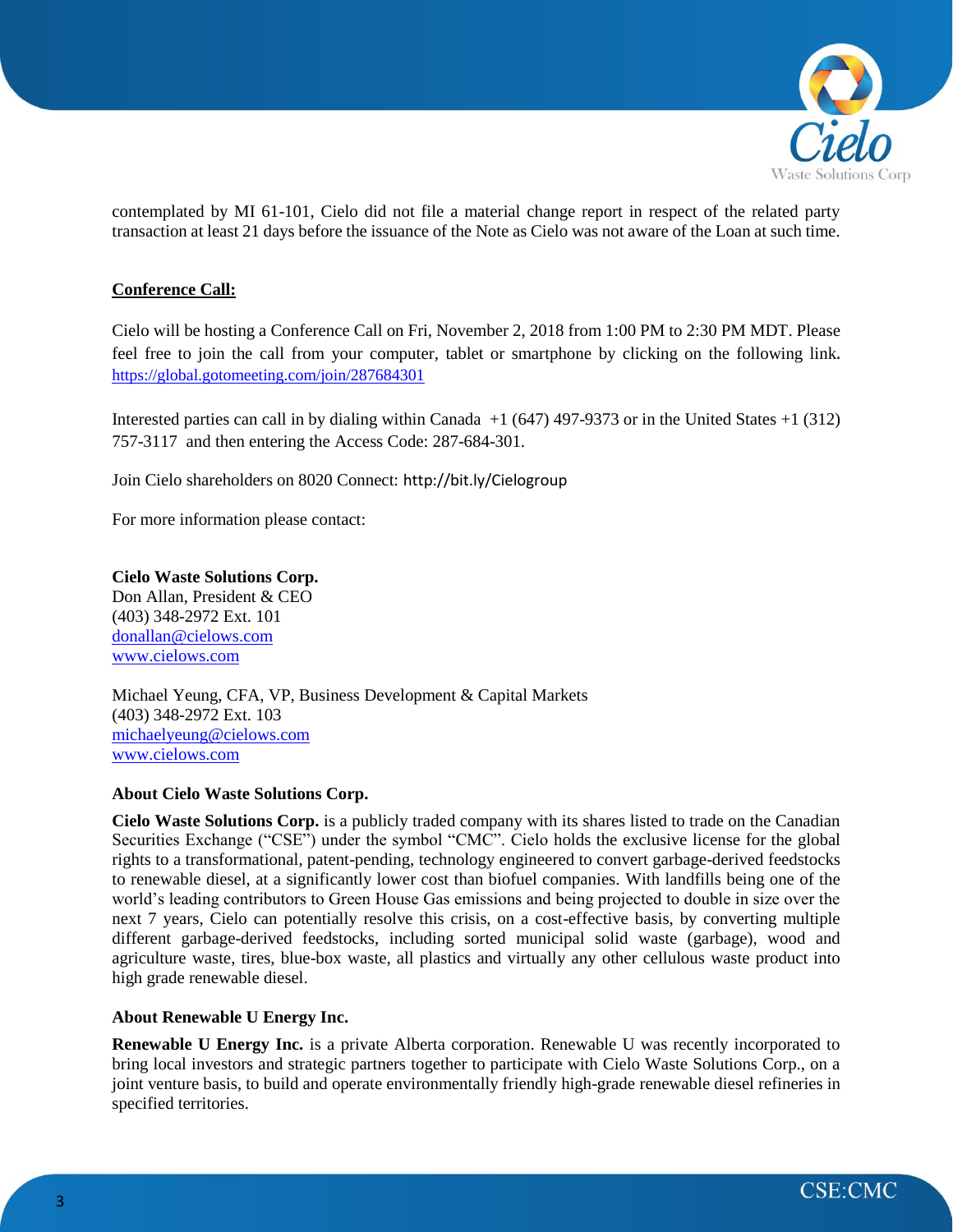contemplated by MI 61-101, Cielo did not file a material change report in respect of the related party transaction at least 21 days before the issuance of the Note as Cielo was not aware of the Loan at such time.

**Conference Call:**

Cielo will be hosting a Conference Call on Fri, November 2, 2018 from 1:00 PM to 2:30 PM MDT. Please feel free to join the call from your computer, tablet or smartphone by clicking on the following link. https://global.gotomeeting.com/join/287684301

Interested parties can call in by dialing within Canada +1 (647) 497-9373 or in the United States +1 (312) 757-3117 and then entering the Access Code: 287-684-301.

Join Cielo shareholders on 8020 Connect: http://bit.ly/Cielogroup

For more information please contact:

**Cielo Waste Solutions Corp.**
Don Allan, President & CEO
(403) 348-2972 Ext. 101
donallan@cielows.com
www.cielows.com

Michael Yeung, CFA, VP, Business Development & Capital Markets
(403) 348-2972 Ext. 103
michaelyeung@cielows.com
www.cielows.com

**About Cielo Waste Solutions Corp.**

**Cielo Waste Solutions Corp.** is a publicly traded company with its shares listed to trade on the Canadian Securities Exchange ("CSE") under the symbol "CMC". Cielo holds the exclusive license for the global rights to a transformational, patent-pending, technology engineered to convert garbage-derived feedstocks to renewable diesel, at a significantly lower cost than biofuel companies. With landfills being one of the world's leading contributors to Green House Gas emissions and being projected to double in size over the next 7 years, Cielo can potentially resolve this crisis, on a cost-effective basis, by converting multiple different garbage-derived feedstocks, including sorted municipal solid waste (garbage), wood and agriculture waste, tires, blue-box waste, all plastics and virtually any other cellulous waste product into high grade renewable diesel.

**About Renewable U Energy Inc.**

**Renewable U Energy Inc.** is a private Alberta corporation. Renewable U was recently incorporated to bring local investors and strategic partners together to participate with Cielo Waste Solutions Corp., on a joint venture basis, to build and operate environmentally friendly high-grade renewable diesel refineries in specified territories.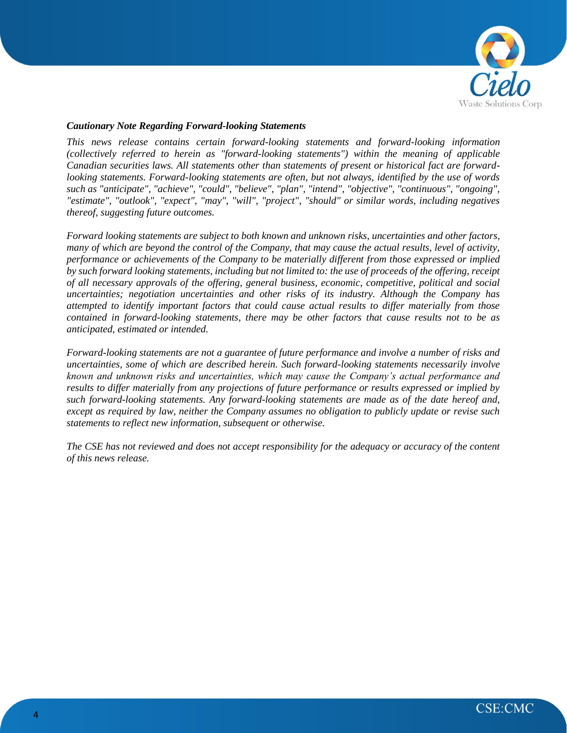***Cautionary Note Regarding Forward-looking Statements***

*This news release contains certain forward-looking statements and forward-looking information (collectively referred to herein as "forward-looking statements") within the meaning of applicable Canadian securities laws. All statements other than statements of present or historical fact are forward-looking statements. Forward-looking statements are often, but not always, identified by the use of words such as "anticipate", "achieve", "could", "believe", "plan", "intend", "objective", "continuous", "ongoing", "estimate", "outlook", "expect", "may", "will", "project", "should" or similar words, including negatives thereof, suggesting future outcomes.*

*Forward looking statements are subject to both known and unknown risks, uncertainties and other factors, many of which are beyond the control of the Company, that may cause the actual results, level of activity, performance or achievements of the Company to be materially different from those expressed or implied by such forward looking statements, including but not limited to: the use of proceeds of the offering, receipt of all necessary approvals of the offering, general business, economic, competitive, political and social uncertainties; negotiation uncertainties and other risks of its industry. Although the Company has attempted to identify important factors that could cause actual results to differ materially from those contained in forward-looking statements, there may be other factors that cause results not to be as anticipated, estimated or intended.*

*Forward-looking statements are not a guarantee of future performance and involve a number of risks and uncertainties, some of which are described herein. Such forward-looking statements necessarily involve known and unknown risks and uncertainties, which may cause the Company's actual performance and results to differ materially from any projections of future performance or results expressed or implied by such forward-looking statements. Any forward-looking statements are made as of the date hereof and, except as required by law, neither the Company assumes no obligation to publicly update or revise such statements to reflect new information, subsequent or otherwise.*

*The CSE has not reviewed and does not accept responsibility for the adequacy or accuracy of the content of this news release.*